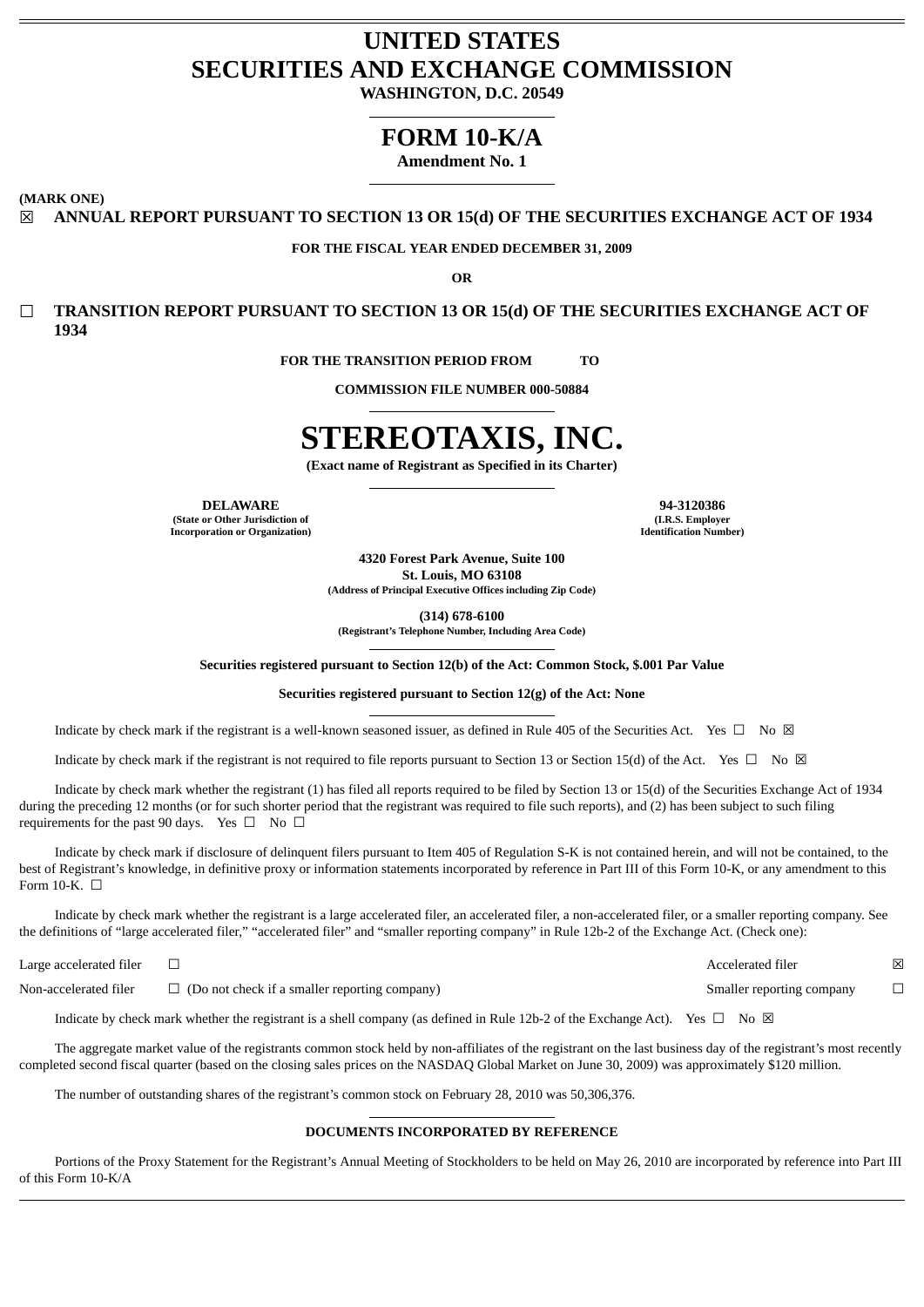# UNITED STATES
# SECURITIES AND EXCHANGE COMMISSION

**WASHINGTON, D.C. 20549**

# FORM 10-K/A

**Amendment No. 1**

**(MARK ONE)**

☒ **ANNUAL REPORT PURSUANT TO SECTION 13 OR 15(d) OF THE SECURITIES EXCHANGE ACT OF 1934**

**FOR THE FISCAL YEAR ENDED DECEMBER 31, 2009**

**OR**

☐ **TRANSITION REPORT PURSUANT TO SECTION 13 OR 15(d) OF THE SECURITIES EXCHANGE ACT OF 1934**

**FOR THE TRANSITION PERIOD FROM TO**

**COMMISSION FILE NUMBER 000-50884**

# STEREOTAXIS, INC.

**(Exact name of Registrant as Specified in its Charter)**

| **DELAWARE** | **94-3120386** |
|---|---|
| **(State or Other Jurisdiction of Incorporation or Organization)** | **(I.R.S. Employer Identification Number)** |

**4320 Forest Park Avenue, Suite 100**
**St. Louis, MO 63108**
**(Address of Principal Executive Offices including Zip Code)**

**(314) 678-6100**
**(Registrant's Telephone Number, Including Area Code)**

**Securities registered pursuant to Section 12(b) of the Act: Common Stock, $.001 Par Value**

**Securities registered pursuant to Section 12(g) of the Act: None**

Indicate by check mark if the registrant is a well-known seasoned issuer, as defined in Rule 405 of the Securities Act. Yes ☐ No ☒

Indicate by check mark if the registrant is not required to file reports pursuant to Section 13 or Section 15(d) of the Act. Yes ☐ No ☒

Indicate by check mark whether the registrant (1) has filed all reports required to be filed by Section 13 or 15(d) of the Securities Exchange Act of 1934 during the preceding 12 months (or for such shorter period that the registrant was required to file such reports), and (2) has been subject to such filing requirements for the past 90 days. Yes ☐ No ☐

Indicate by check mark if disclosure of delinquent filers pursuant to Item 405 of Regulation S-K is not contained herein, and will not be contained, to the best of Registrant's knowledge, in definitive proxy or information statements incorporated by reference in Part III of this Form 10-K, or any amendment to this Form 10-K. ☐

Indicate by check mark whether the registrant is a large accelerated filer, an accelerated filer, a non-accelerated filer, or a smaller reporting company. See the definitions of "large accelerated filer," "accelerated filer" and "smaller reporting company" in Rule 12b-2 of the Exchange Act. (Check one):

| | | | |
|---|---|---|---|
| Large accelerated filer | ☐ | Accelerated filer | ☒ |
| Non-accelerated filer | ☐ (Do not check if a smaller reporting company) | Smaller reporting company | ☐ |

Indicate by check mark whether the registrant is a shell company (as defined in Rule 12b-2 of the Exchange Act). Yes ☐ No ☒

The aggregate market value of the registrants common stock held by non-affiliates of the registrant on the last business day of the registrant's most recently completed second fiscal quarter (based on the closing sales prices on the NASDAQ Global Market on June 30, 2009) was approximately $120 million.

The number of outstanding shares of the registrant's common stock on February 28, 2010 was 50,306,376.

**DOCUMENTS INCORPORATED BY REFERENCE**

Portions of the Proxy Statement for the Registrant's Annual Meeting of Stockholders to be held on May 26, 2010 are incorporated by reference into Part III of this Form 10-K/A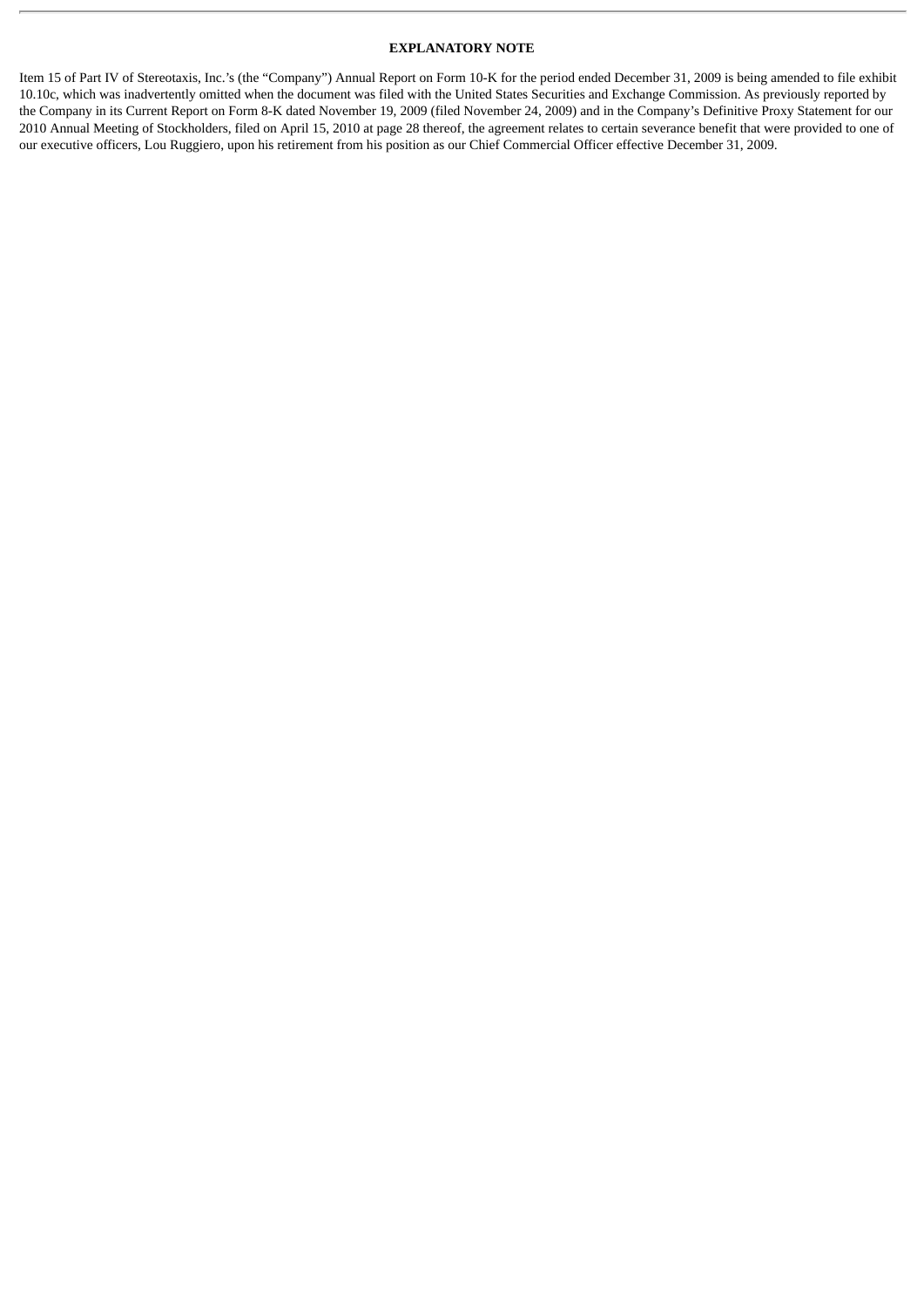## EXPLANATORY NOTE

Item 15 of Part IV of Stereotaxis, Inc.'s (the "Company") Annual Report on Form 10-K for the period ended December 31, 2009 is being amended to file exhibit 10.10c, which was inadvertently omitted when the document was filed with the United States Securities and Exchange Commission. As previously reported by the Company in its Current Report on Form 8-K dated November 19, 2009 (filed November 24, 2009) and in the Company's Definitive Proxy Statement for our 2010 Annual Meeting of Stockholders, filed on April 15, 2010 at page 28 thereof, the agreement relates to certain severance benefit that were provided to one of our executive officers, Lou Ruggiero, upon his retirement from his position as our Chief Commercial Officer effective December 31, 2009.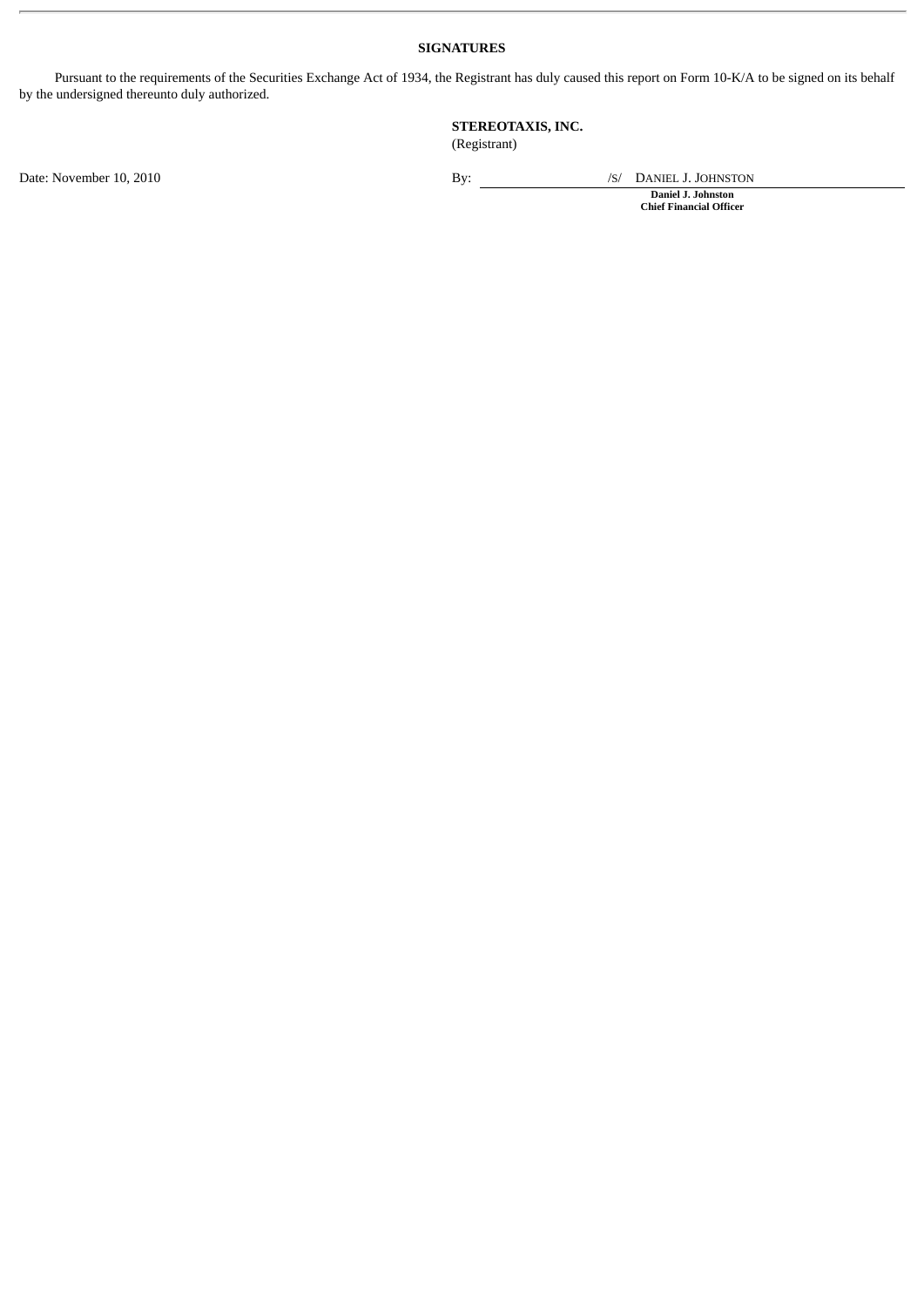## SIGNATURES

Pursuant to the requirements of the Securities Exchange Act of 1934, the Registrant has duly caused this report on Form 10-K/A to be signed on its behalf by the undersigned thereunto duly authorized.

**STEREOTAXIS, INC.**
(Registrant)

Date: November 10, 2010

By: /S/ DANIEL J. JOHNSTON
**Daniel J. Johnston**
**Chief Financial Officer**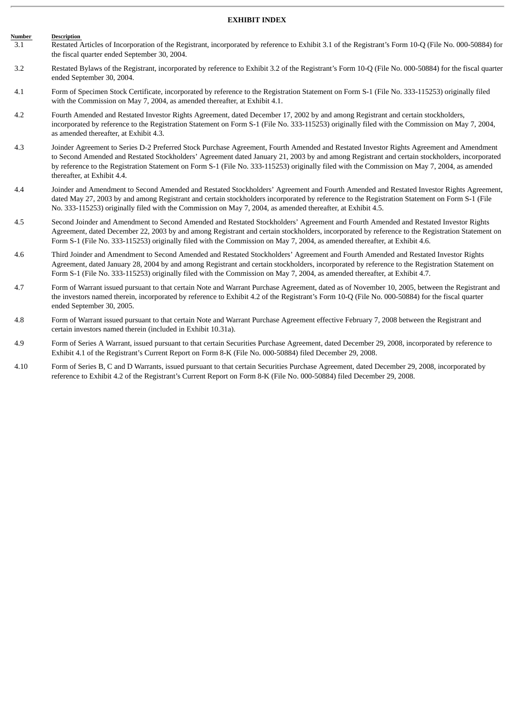## EXHIBIT INDEX

| Number | Description |
| --- | --- |
| 3.1 | Restated Articles of Incorporation of the Registrant, incorporated by reference to Exhibit 3.1 of the Registrant's Form 10-Q (File No. 000-50884) for the fiscal quarter ended September 30, 2004. |
| 3.2 | Restated Bylaws of the Registrant, incorporated by reference to Exhibit 3.2 of the Registrant's Form 10-Q (File No. 000-50884) for the fiscal quarter ended September 30, 2004. |
| 4.1 | Form of Specimen Stock Certificate, incorporated by reference to the Registration Statement on Form S-1 (File No. 333-115253) originally filed with the Commission on May 7, 2004, as amended thereafter, at Exhibit 4.1. |
| 4.2 | Fourth Amended and Restated Investor Rights Agreement, dated December 17, 2002 by and among Registrant and certain stockholders, incorporated by reference to the Registration Statement on Form S-1 (File No. 333-115253) originally filed with the Commission on May 7, 2004, as amended thereafter, at Exhibit 4.3. |
| 4.3 | Joinder Agreement to Series D-2 Preferred Stock Purchase Agreement, Fourth Amended and Restated Investor Rights Agreement and Amendment to Second Amended and Restated Stockholders' Agreement dated January 21, 2003 by and among Registrant and certain stockholders, incorporated by reference to the Registration Statement on Form S-1 (File No. 333-115253) originally filed with the Commission on May 7, 2004, as amended thereafter, at Exhibit 4.4. |
| 4.4 | Joinder and Amendment to Second Amended and Restated Stockholders' Agreement and Fourth Amended and Restated Investor Rights Agreement, dated May 27, 2003 by and among Registrant and certain stockholders incorporated by reference to the Registration Statement on Form S-1 (File No. 333-115253) originally filed with the Commission on May 7, 2004, as amended thereafter, at Exhibit 4.5. |
| 4.5 | Second Joinder and Amendment to Second Amended and Restated Stockholders' Agreement and Fourth Amended and Restated Investor Rights Agreement, dated December 22, 2003 by and among Registrant and certain stockholders, incorporated by reference to the Registration Statement on Form S-1 (File No. 333-115253) originally filed with the Commission on May 7, 2004, as amended thereafter, at Exhibit 4.6. |
| 4.6 | Third Joinder and Amendment to Second Amended and Restated Stockholders' Agreement and Fourth Amended and Restated Investor Rights Agreement, dated January 28, 2004 by and among Registrant and certain stockholders, incorporated by reference to the Registration Statement on Form S-1 (File No. 333-115253) originally filed with the Commission on May 7, 2004, as amended thereafter, at Exhibit 4.7. |
| 4.7 | Form of Warrant issued pursuant to that certain Note and Warrant Purchase Agreement, dated as of November 10, 2005, between the Registrant and the investors named therein, incorporated by reference to Exhibit 4.2 of the Registrant's Form 10-Q (File No. 000-50884) for the fiscal quarter ended September 30, 2005. |
| 4.8 | Form of Warrant issued pursuant to that certain Note and Warrant Purchase Agreement effective February 7, 2008 between the Registrant and certain investors named therein (included in Exhibit 10.31a). |
| 4.9 | Form of Series A Warrant, issued pursuant to that certain Securities Purchase Agreement, dated December 29, 2008, incorporated by reference to Exhibit 4.1 of the Registrant's Current Report on Form 8-K (File No. 000-50884) filed December 29, 2008. |
| 4.10 | Form of Series B, C and D Warrants, issued pursuant to that certain Securities Purchase Agreement, dated December 29, 2008, incorporated by reference to Exhibit 4.2 of the Registrant's Current Report on Form 8-K (File No. 000-50884) filed December 29, 2008. |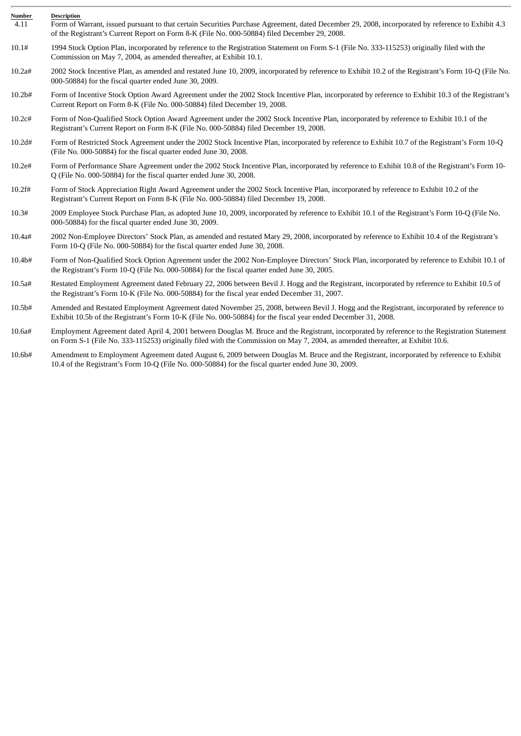| Number | Description |
|---|---|
| 4.11 | Form of Warrant, issued pursuant to that certain Securities Purchase Agreement, dated December 29, 2008, incorporated by reference to Exhibit 4.3 of the Registrant's Current Report on Form 8-K (File No. 000-50884) filed December 29, 2008. |
| 10.1# | 1994 Stock Option Plan, incorporated by reference to the Registration Statement on Form S-1 (File No. 333-115253) originally filed with the Commission on May 7, 2004, as amended thereafter, at Exhibit 10.1. |
| 10.2a# | 2002 Stock Incentive Plan, as amended and restated June 10, 2009, incorporated by reference to Exhibit 10.2 of the Registrant's Form 10-Q (File No. 000-50884) for the fiscal quarter ended June 30, 2009. |
| 10.2b# | Form of Incentive Stock Option Award Agreement under the 2002 Stock Incentive Plan, incorporated by reference to Exhibit 10.3 of the Registrant's Current Report on Form 8-K (File No. 000-50884) filed December 19, 2008. |
| 10.2c# | Form of Non-Qualified Stock Option Award Agreement under the 2002 Stock Incentive Plan, incorporated by reference to Exhibit 10.1 of the Registrant's Current Report on Form 8-K (File No. 000-50884) filed December 19, 2008. |
| 10.2d# | Form of Restricted Stock Agreement under the 2002 Stock Incentive Plan, incorporated by reference to Exhibit 10.7 of the Registrant's Form 10-Q (File No. 000-50884) for the fiscal quarter ended June 30, 2008. |
| 10.2e# | Form of Performance Share Agreement under the 2002 Stock Incentive Plan, incorporated by reference to Exhibit 10.8 of the Registrant's Form 10-Q (File No. 000-50884) for the fiscal quarter ended June 30, 2008. |
| 10.2f# | Form of Stock Appreciation Right Award Agreement under the 2002 Stock Incentive Plan, incorporated by reference to Exhibit 10.2 of the Registrant's Current Report on Form 8-K (File No. 000-50884) filed December 19, 2008. |
| 10.3# | 2009 Employee Stock Purchase Plan, as adopted June 10, 2009, incorporated by reference to Exhibit 10.1 of the Registrant's Form 10-Q (File No. 000-50884) for the fiscal quarter ended June 30, 2009. |
| 10.4a# | 2002 Non-Employee Directors' Stock Plan, as amended and restated Mary 29, 2008, incorporated by reference to Exhibit 10.4 of the Registrant's Form 10-Q (File No. 000-50884) for the fiscal quarter ended June 30, 2008. |
| 10.4b# | Form of Non-Qualified Stock Option Agreement under the 2002 Non-Employee Directors' Stock Plan, incorporated by reference to Exhibit 10.1 of the Registrant's Form 10-Q (File No. 000-50884) for the fiscal quarter ended June 30, 2005. |
| 10.5a# | Restated Employment Agreement dated February 22, 2006 between Bevil J. Hogg and the Registrant, incorporated by reference to Exhibit 10.5 of the Registrant's Form 10-K (File No. 000-50884) for the fiscal year ended December 31, 2007. |
| 10.5b# | Amended and Restated Employment Agreement dated November 25, 2008, between Bevil J. Hogg and the Registrant, incorporated by reference to Exhibit 10.5b of the Registrant's Form 10-K (File No. 000-50884) for the fiscal year ended December 31, 2008. |
| 10.6a# | Employment Agreement dated April 4, 2001 between Douglas M. Bruce and the Registrant, incorporated by reference to the Registration Statement on Form S-1 (File No. 333-115253) originally filed with the Commission on May 7, 2004, as amended thereafter, at Exhibit 10.6. |
| 10.6b# | Amendment to Employment Agreement dated August 6, 2009 between Douglas M. Bruce and the Registrant, incorporated by reference to Exhibit 10.4 of the Registrant's Form 10-Q (File No. 000-50884) for the fiscal quarter ended June 30, 2009. |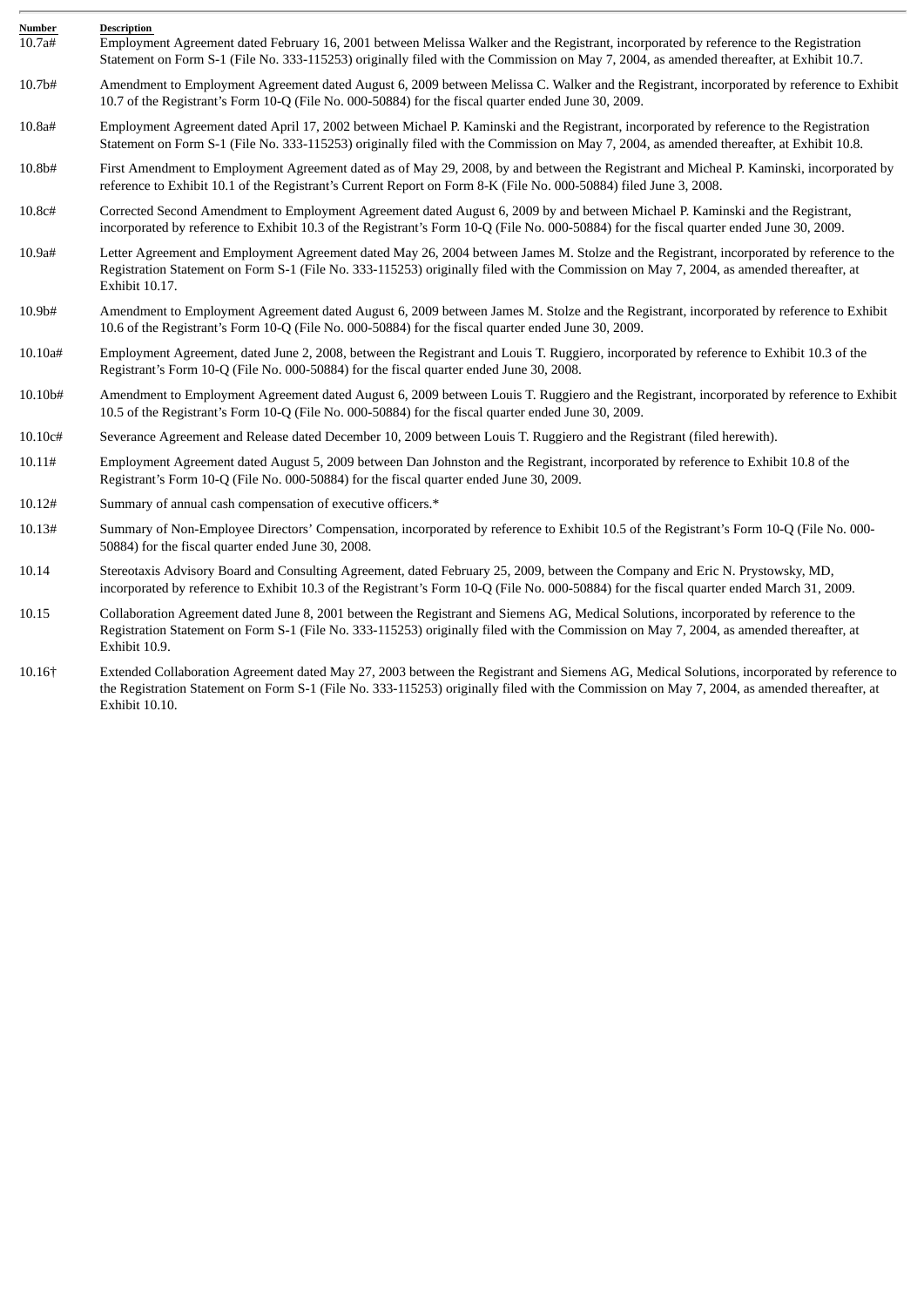| Number | Description |
| --- | --- |
| 10.7a# | Employment Agreement dated February 16, 2001 between Melissa Walker and the Registrant, incorporated by reference to the Registration Statement on Form S-1 (File No. 333-115253) originally filed with the Commission on May 7, 2004, as amended thereafter, at Exhibit 10.7. |
| 10.7b# | Amendment to Employment Agreement dated August 6, 2009 between Melissa C. Walker and the Registrant, incorporated by reference to Exhibit 10.7 of the Registrant's Form 10-Q (File No. 000-50884) for the fiscal quarter ended June 30, 2009. |
| 10.8a# | Employment Agreement dated April 17, 2002 between Michael P. Kaminski and the Registrant, incorporated by reference to the Registration Statement on Form S-1 (File No. 333-115253) originally filed with the Commission on May 7, 2004, as amended thereafter, at Exhibit 10.8. |
| 10.8b# | First Amendment to Employment Agreement dated as of May 29, 2008, by and between the Registrant and Micheal P. Kaminski, incorporated by reference to Exhibit 10.1 of the Registrant's Current Report on Form 8-K (File No. 000-50884) filed June 3, 2008. |
| 10.8c# | Corrected Second Amendment to Employment Agreement dated August 6, 2009 by and between Michael P. Kaminski and the Registrant, incorporated by reference to Exhibit 10.3 of the Registrant's Form 10-Q (File No. 000-50884) for the fiscal quarter ended June 30, 2009. |
| 10.9a# | Letter Agreement and Employment Agreement dated May 26, 2004 between James M. Stolze and the Registrant, incorporated by reference to the Registration Statement on Form S-1 (File No. 333-115253) originally filed with the Commission on May 7, 2004, as amended thereafter, at Exhibit 10.17. |
| 10.9b# | Amendment to Employment Agreement dated August 6, 2009 between James M. Stolze and the Registrant, incorporated by reference to Exhibit 10.6 of the Registrant's Form 10-Q (File No. 000-50884) for the fiscal quarter ended June 30, 2009. |
| 10.10a# | Employment Agreement, dated June 2, 2008, between the Registrant and Louis T. Ruggiero, incorporated by reference to Exhibit 10.3 of the Registrant's Form 10-Q (File No. 000-50884) for the fiscal quarter ended June 30, 2008. |
| 10.10b# | Amendment to Employment Agreement dated August 6, 2009 between Louis T. Ruggiero and the Registrant, incorporated by reference to Exhibit 10.5 of the Registrant's Form 10-Q (File No. 000-50884) for the fiscal quarter ended June 30, 2009. |
| 10.10c# | Severance Agreement and Release dated December 10, 2009 between Louis T. Ruggiero and the Registrant (filed herewith). |
| 10.11# | Employment Agreement dated August 5, 2009 between Dan Johnston and the Registrant, incorporated by reference to Exhibit 10.8 of the Registrant's Form 10-Q (File No. 000-50884) for the fiscal quarter ended June 30, 2009. |
| 10.12# | Summary of annual cash compensation of executive officers.* |
| 10.13# | Summary of Non-Employee Directors' Compensation, incorporated by reference to Exhibit 10.5 of the Registrant's Form 10-Q (File No. 000-50884) for the fiscal quarter ended June 30, 2008. |
| 10.14 | Stereotaxis Advisory Board and Consulting Agreement, dated February 25, 2009, between the Company and Eric N. Prystowsky, MD, incorporated by reference to Exhibit 10.3 of the Registrant's Form 10-Q (File No. 000-50884) for the fiscal quarter ended March 31, 2009. |
| 10.15 | Collaboration Agreement dated June 8, 2001 between the Registrant and Siemens AG, Medical Solutions, incorporated by reference to the Registration Statement on Form S-1 (File No. 333-115253) originally filed with the Commission on May 7, 2004, as amended thereafter, at Exhibit 10.9. |
| 10.16† | Extended Collaboration Agreement dated May 27, 2003 between the Registrant and Siemens AG, Medical Solutions, incorporated by reference to the Registration Statement on Form S-1 (File No. 333-115253) originally filed with the Commission on May 7, 2004, as amended thereafter, at Exhibit 10.10. |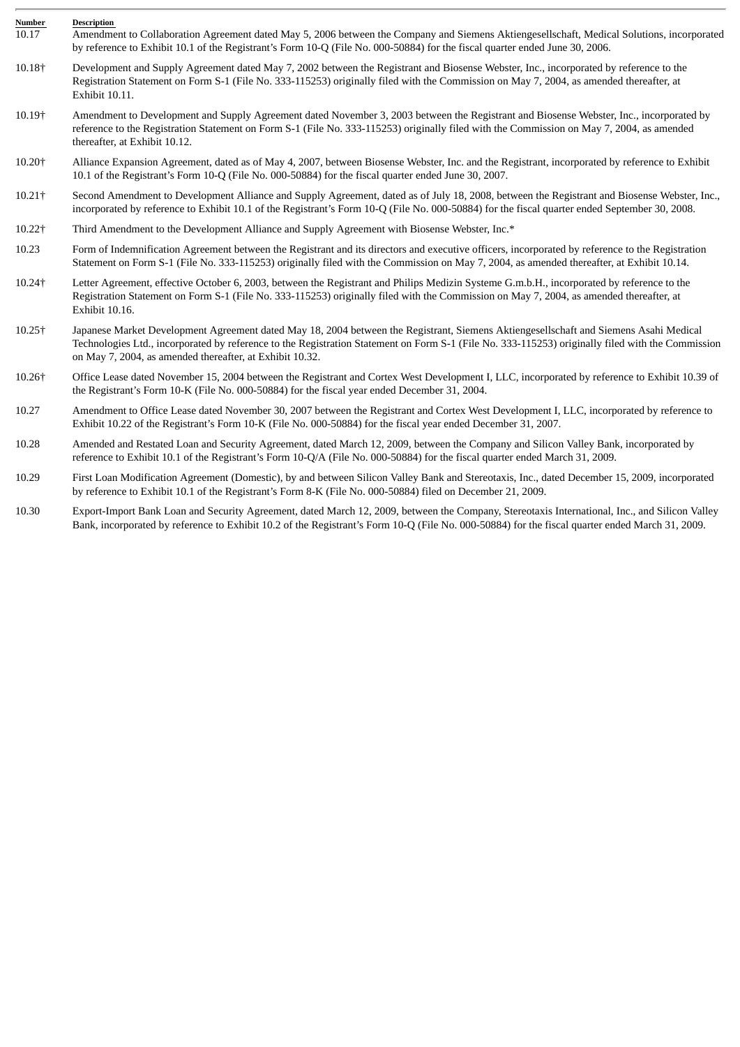| Number | Description |
|---|---|
| 10.17 | Amendment to Collaboration Agreement dated May 5, 2006 between the Company and Siemens Aktiengesellschaft, Medical Solutions, incorporated by reference to Exhibit 10.1 of the Registrant's Form 10-Q (File No. 000-50884) for the fiscal quarter ended June 30, 2006. |
| 10.18† | Development and Supply Agreement dated May 7, 2002 between the Registrant and Biosense Webster, Inc., incorporated by reference to the Registration Statement on Form S-1 (File No. 333-115253) originally filed with the Commission on May 7, 2004, as amended thereafter, at Exhibit 10.11. |
| 10.19† | Amendment to Development and Supply Agreement dated November 3, 2003 between the Registrant and Biosense Webster, Inc., incorporated by reference to the Registration Statement on Form S-1 (File No. 333-115253) originally filed with the Commission on May 7, 2004, as amended thereafter, at Exhibit 10.12. |
| 10.20† | Alliance Expansion Agreement, dated as of May 4, 2007, between Biosense Webster, Inc. and the Registrant, incorporated by reference to Exhibit 10.1 of the Registrant's Form 10-Q (File No. 000-50884) for the fiscal quarter ended June 30, 2007. |
| 10.21† | Second Amendment to Development Alliance and Supply Agreement, dated as of July 18, 2008, between the Registrant and Biosense Webster, Inc., incorporated by reference to Exhibit 10.1 of the Registrant's Form 10-Q (File No. 000-50884) for the fiscal quarter ended September 30, 2008. |
| 10.22† | Third Amendment to the Development Alliance and Supply Agreement with Biosense Webster, Inc.* |
| 10.23 | Form of Indemnification Agreement between the Registrant and its directors and executive officers, incorporated by reference to the Registration Statement on Form S-1 (File No. 333-115253) originally filed with the Commission on May 7, 2004, as amended thereafter, at Exhibit 10.14. |
| 10.24† | Letter Agreement, effective October 6, 2003, between the Registrant and Philips Medizin Systeme G.m.b.H., incorporated by reference to the Registration Statement on Form S-1 (File No. 333-115253) originally filed with the Commission on May 7, 2004, as amended thereafter, at Exhibit 10.16. |
| 10.25† | Japanese Market Development Agreement dated May 18, 2004 between the Registrant, Siemens Aktiengesellschaft and Siemens Asahi Medical Technologies Ltd., incorporated by reference to the Registration Statement on Form S-1 (File No. 333-115253) originally filed with the Commission on May 7, 2004, as amended thereafter, at Exhibit 10.32. |
| 10.26† | Office Lease dated November 15, 2004 between the Registrant and Cortex West Development I, LLC, incorporated by reference to Exhibit 10.39 of the Registrant's Form 10-K (File No. 000-50884) for the fiscal year ended December 31, 2004. |
| 10.27 | Amendment to Office Lease dated November 30, 2007 between the Registrant and Cortex West Development I, LLC, incorporated by reference to Exhibit 10.22 of the Registrant's Form 10-K (File No. 000-50884) for the fiscal year ended December 31, 2007. |
| 10.28 | Amended and Restated Loan and Security Agreement, dated March 12, 2009, between the Company and Silicon Valley Bank, incorporated by reference to Exhibit 10.1 of the Registrant's Form 10-Q/A (File No. 000-50884) for the fiscal quarter ended March 31, 2009. |
| 10.29 | First Loan Modification Agreement (Domestic), by and between Silicon Valley Bank and Stereotaxis, Inc., dated December 15, 2009, incorporated by reference to Exhibit 10.1 of the Registrant's Form 8-K (File No. 000-50884) filed on December 21, 2009. |
| 10.30 | Export-Import Bank Loan and Security Agreement, dated March 12, 2009, between the Company, Stereotaxis International, Inc., and Silicon Valley Bank, incorporated by reference to Exhibit 10.2 of the Registrant's Form 10-Q (File No. 000-50884) for the fiscal quarter ended March 31, 2009. |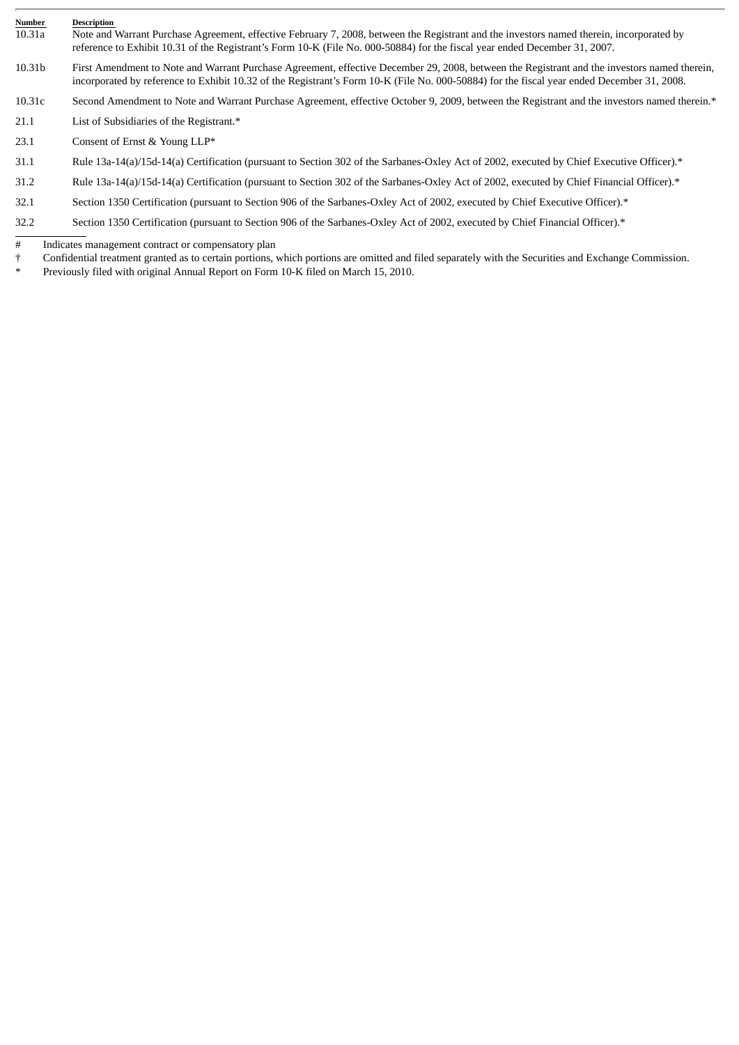| Number | Description |
|---|---|
| 10.31a | Note and Warrant Purchase Agreement, effective February 7, 2008, between the Registrant and the investors named therein, incorporated by reference to Exhibit 10.31 of the Registrant's Form 10-K (File No. 000-50884) for the fiscal year ended December 31, 2007. |
| 10.31b | First Amendment to Note and Warrant Purchase Agreement, effective December 29, 2008, between the Registrant and the investors named therein, incorporated by reference to Exhibit 10.32 of the Registrant's Form 10-K (File No. 000-50884) for the fiscal year ended December 31, 2008. |
| 10.31c | Second Amendment to Note and Warrant Purchase Agreement, effective October 9, 2009, between the Registrant and the investors named therein.* |
| 21.1 | List of Subsidiaries of the Registrant.* |
| 23.1 | Consent of Ernst & Young LLP* |
| 31.1 | Rule 13a-14(a)/15d-14(a) Certification (pursuant to Section 302 of the Sarbanes-Oxley Act of 2002, executed by Chief Executive Officer).* |
| 31.2 | Rule 13a-14(a)/15d-14(a) Certification (pursuant to Section 302 of the Sarbanes-Oxley Act of 2002, executed by Chief Financial Officer).* |
| 32.1 | Section 1350 Certification (pursuant to Section 906 of the Sarbanes-Oxley Act of 2002, executed by Chief Executive Officer).* |
| 32.2 | Section 1350 Certification (pursuant to Section 906 of the Sarbanes-Oxley Act of 2002, executed by Chief Financial Officer).* |

# Indicates management contract or compensatory plan

† Confidential treatment granted as to certain portions, which portions are omitted and filed separately with the Securities and Exchange Commission.

* Previously filed with original Annual Report on Form 10-K filed on March 15, 2010.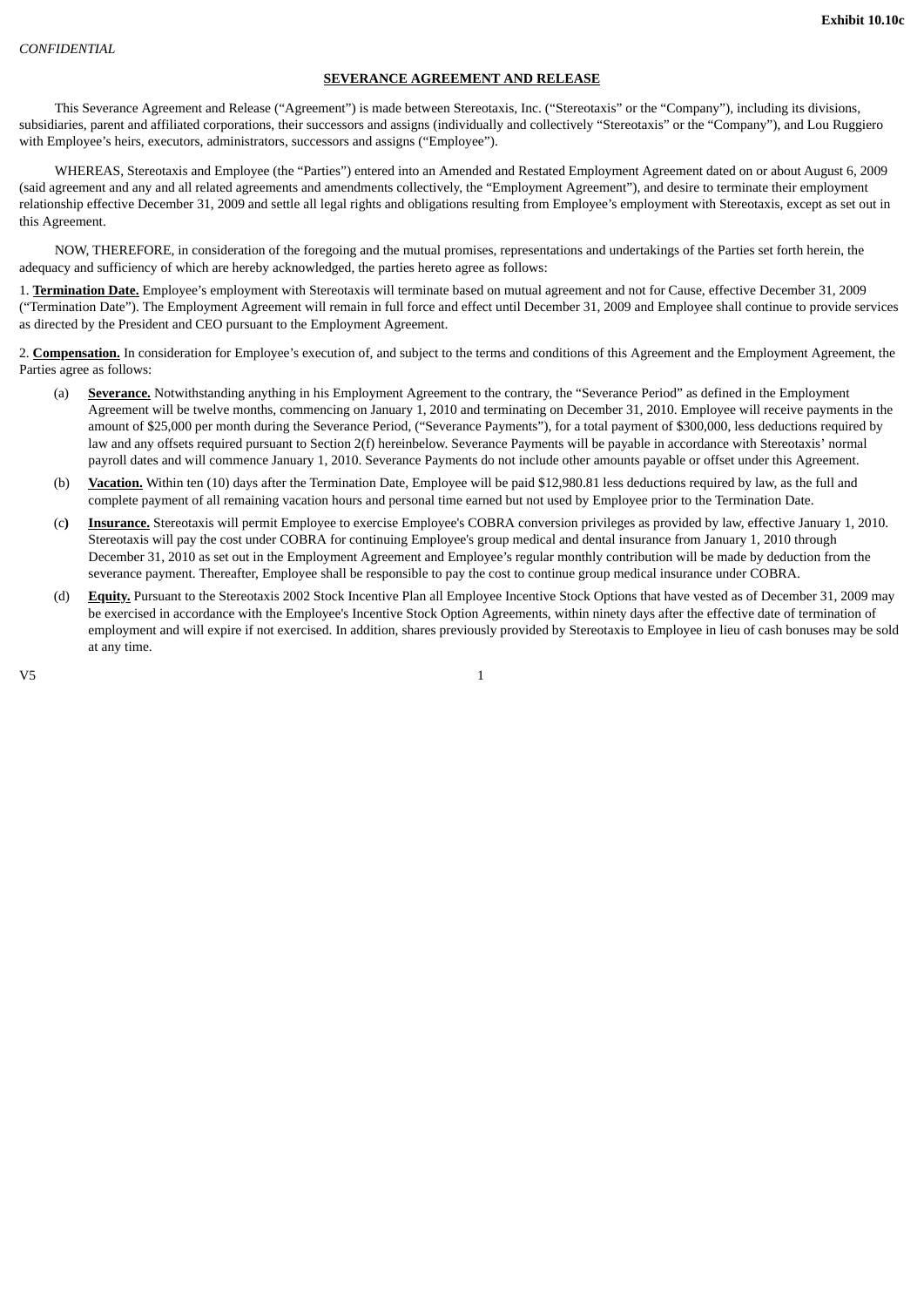**Exhibit 10.10c**

*CONFIDENTIAL*

**SEVERANCE AGREEMENT AND RELEASE**

This Severance Agreement and Release ("Agreement") is made between Stereotaxis, Inc. ("Stereotaxis" or the "Company"), including its divisions, subsidiaries, parent and affiliated corporations, their successors and assigns (individually and collectively "Stereotaxis" or the "Company"), and Lou Ruggiero with Employee's heirs, executors, administrators, successors and assigns ("Employee").

WHEREAS, Stereotaxis and Employee (the "Parties") entered into an Amended and Restated Employment Agreement dated on or about August 6, 2009 (said agreement and any and all related agreements and amendments collectively, the "Employment Agreement"), and desire to terminate their employment relationship effective December 31, 2009 and settle all legal rights and obligations resulting from Employee's employment with Stereotaxis, except as set out in this Agreement.

NOW, THEREFORE, in consideration of the foregoing and the mutual promises, representations and undertakings of the Parties set forth herein, the adequacy and sufficiency of which are hereby acknowledged, the parties hereto agree as follows:

1. **Termination Date.** Employee's employment with Stereotaxis will terminate based on mutual agreement and not for Cause, effective December 31, 2009 ("Termination Date"). The Employment Agreement will remain in full force and effect until December 31, 2009 and Employee shall continue to provide services as directed by the President and CEO pursuant to the Employment Agreement.

2. **Compensation.** In consideration for Employee's execution of, and subject to the terms and conditions of this Agreement and the Employment Agreement, the Parties agree as follows:

(a) **Severance.** Notwithstanding anything in his Employment Agreement to the contrary, the "Severance Period" as defined in the Employment Agreement will be twelve months, commencing on January 1, 2010 and terminating on December 31, 2010. Employee will receive payments in the amount of $25,000 per month during the Severance Period, ("Severance Payments"), for a total payment of $300,000, less deductions required by law and any offsets required pursuant to Section 2(f) hereinbelow. Severance Payments will be payable in accordance with Stereotaxis' normal payroll dates and will commence January 1, 2010. Severance Payments do not include other amounts payable or offset under this Agreement.

(b) **Vacation.** Within ten (10) days after the Termination Date, Employee will be paid $12,980.81 less deductions required by law, as the full and complete payment of all remaining vacation hours and personal time earned but not used by Employee prior to the Termination Date.

(c) **Insurance.** Stereotaxis will permit Employee to exercise Employee's COBRA conversion privileges as provided by law, effective January 1, 2010. Stereotaxis will pay the cost under COBRA for continuing Employee's group medical and dental insurance from January 1, 2010 through December 31, 2010 as set out in the Employment Agreement and Employee's regular monthly contribution will be made by deduction from the severance payment. Thereafter, Employee shall be responsible to pay the cost to continue group medical insurance under COBRA.

(d) **Equity.** Pursuant to the Stereotaxis 2002 Stock Incentive Plan all Employee Incentive Stock Options that have vested as of December 31, 2009 may be exercised in accordance with the Employee's Incentive Stock Option Agreements, within ninety days after the effective date of termination of employment and will expire if not exercised. In addition, shares previously provided by Stereotaxis to Employee in lieu of cash bonuses may be sold at any time.

V5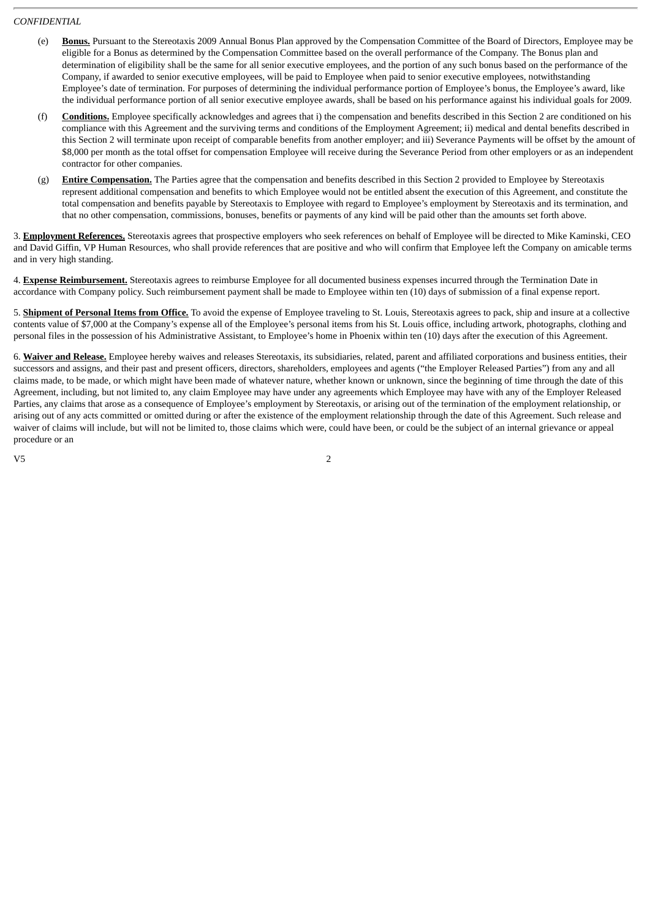(e) **Bonus.** Pursuant to the Stereotaxis 2009 Annual Bonus Plan approved by the Compensation Committee of the Board of Directors, Employee may be eligible for a Bonus as determined by the Compensation Committee based on the overall performance of the Company. The Bonus plan and determination of eligibility shall be the same for all senior executive employees, and the portion of any such bonus based on the performance of the Company, if awarded to senior executive employees, will be paid to Employee when paid to senior executive employees, notwithstanding Employee's date of termination. For purposes of determining the individual performance portion of Employee's bonus, the Employee's award, like the individual performance portion of all senior executive employee awards, shall be based on his performance against his individual goals for 2009.

(f) **Conditions.** Employee specifically acknowledges and agrees that i) the compensation and benefits described in this Section 2 are conditioned on his compliance with this Agreement and the surviving terms and conditions of the Employment Agreement; ii) medical and dental benefits described in this Section 2 will terminate upon receipt of comparable benefits from another employer; and iii) Severance Payments will be offset by the amount of $8,000 per month as the total offset for compensation Employee will receive during the Severance Period from other employers or as an independent contractor for other companies.

(g) **Entire Compensation.** The Parties agree that the compensation and benefits described in this Section 2 provided to Employee by Stereotaxis represent additional compensation and benefits to which Employee would not be entitled absent the execution of this Agreement, and constitute the total compensation and benefits payable by Stereotaxis to Employee with regard to Employee's employment by Stereotaxis and its termination, and that no other compensation, commissions, bonuses, benefits or payments of any kind will be paid other than the amounts set forth above.

3. **Employment References.** Stereotaxis agrees that prospective employers who seek references on behalf of Employee will be directed to Mike Kaminski, CEO and David Giffin, VP Human Resources, who shall provide references that are positive and who will confirm that Employee left the Company on amicable terms and in very high standing.

4. **Expense Reimbursement.** Stereotaxis agrees to reimburse Employee for all documented business expenses incurred through the Termination Date in accordance with Company policy. Such reimbursement payment shall be made to Employee within ten (10) days of submission of a final expense report.

5. **Shipment of Personal Items from Office.** To avoid the expense of Employee traveling to St. Louis, Stereotaxis agrees to pack, ship and insure at a collective contents value of $7,000 at the Company's expense all of the Employee's personal items from his St. Louis office, including artwork, photographs, clothing and personal files in the possession of his Administrative Assistant, to Employee's home in Phoenix within ten (10) days after the execution of this Agreement.

6. **Waiver and Release.** Employee hereby waives and releases Stereotaxis, its subsidiaries, related, parent and affiliated corporations and business entities, their successors and assigns, and their past and present officers, directors, shareholders, employees and agents ("the Employer Released Parties") from any and all claims made, to be made, or which might have been made of whatever nature, whether known or unknown, since the beginning of time through the date of this Agreement, including, but not limited to, any claim Employee may have under any agreements which Employee may have with any of the Employer Released Parties, any claims that arose as a consequence of Employee's employment by Stereotaxis, or arising out of the termination of the employment relationship, or arising out of any acts committed or omitted during or after the existence of the employment relationship through the date of this Agreement. Such release and waiver of claims will include, but will not be limited to, those claims which were, could have been, or could be the subject of an internal grievance or appeal procedure or an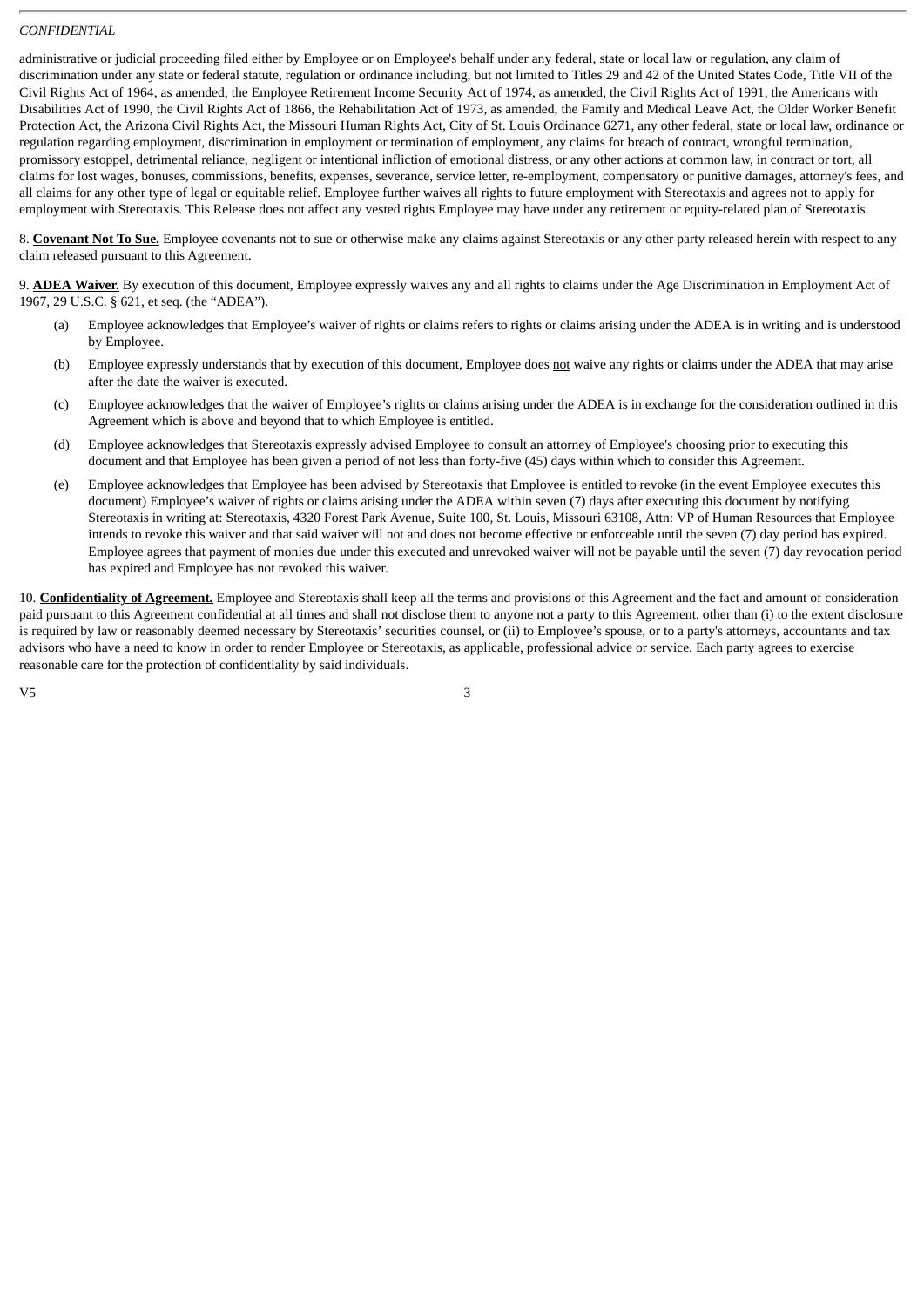administrative or judicial proceeding filed either by Employee or on Employee's behalf under any federal, state or local law or regulation, any claim of discrimination under any state or federal statute, regulation or ordinance including, but not limited to Titles 29 and 42 of the United States Code, Title VII of the Civil Rights Act of 1964, as amended, the Employee Retirement Income Security Act of 1974, as amended, the Civil Rights Act of 1991, the Americans with Disabilities Act of 1990, the Civil Rights Act of 1866, the Rehabilitation Act of 1973, as amended, the Family and Medical Leave Act, the Older Worker Benefit Protection Act, the Arizona Civil Rights Act, the Missouri Human Rights Act, City of St. Louis Ordinance 6271, any other federal, state or local law, ordinance or regulation regarding employment, discrimination in employment or termination of employment, any claims for breach of contract, wrongful termination, promissory estoppel, detrimental reliance, negligent or intentional infliction of emotional distress, or any other actions at common law, in contract or tort, all claims for lost wages, bonuses, commissions, benefits, expenses, severance, service letter, re-employment, compensatory or punitive damages, attorney's fees, and all claims for any other type of legal or equitable relief. Employee further waives all rights to future employment with Stereotaxis and agrees not to apply for employment with Stereotaxis. This Release does not affect any vested rights Employee may have under any retirement or equity-related plan of Stereotaxis.

8. **Covenant Not To Sue.** Employee covenants not to sue or otherwise make any claims against Stereotaxis or any other party released herein with respect to any claim released pursuant to this Agreement.

9. **ADEA Waiver.** By execution of this document, Employee expressly waives any and all rights to claims under the Age Discrimination in Employment Act of 1967, 29 U.S.C. § 621, et seq. (the "ADEA").

(a) Employee acknowledges that Employee's waiver of rights or claims refers to rights or claims arising under the ADEA is in writing and is understood by Employee.

(b) Employee expressly understands that by execution of this document, Employee does not waive any rights or claims under the ADEA that may arise after the date the waiver is executed.

(c) Employee acknowledges that the waiver of Employee's rights or claims arising under the ADEA is in exchange for the consideration outlined in this Agreement which is above and beyond that to which Employee is entitled.

(d) Employee acknowledges that Stereotaxis expressly advised Employee to consult an attorney of Employee's choosing prior to executing this document and that Employee has been given a period of not less than forty-five (45) days within which to consider this Agreement.

(e) Employee acknowledges that Employee has been advised by Stereotaxis that Employee is entitled to revoke (in the event Employee executes this document) Employee's waiver of rights or claims arising under the ADEA within seven (7) days after executing this document by notifying Stereotaxis in writing at: Stereotaxis, 4320 Forest Park Avenue, Suite 100, St. Louis, Missouri 63108, Attn: VP of Human Resources that Employee intends to revoke this waiver and that said waiver will not and does not become effective or enforceable until the seven (7) day period has expired. Employee agrees that payment of monies due under this executed and unrevoked waiver will not be payable until the seven (7) day revocation period has expired and Employee has not revoked this waiver.

10. **Confidentiality of Agreement.** Employee and Stereotaxis shall keep all the terms and provisions of this Agreement and the fact and amount of consideration paid pursuant to this Agreement confidential at all times and shall not disclose them to anyone not a party to this Agreement, other than (i) to the extent disclosure is required by law or reasonably deemed necessary by Stereotaxis' securities counsel, or (ii) to Employee's spouse, or to a party's attorneys, accountants and tax advisors who have a need to know in order to render Employee or Stereotaxis, as applicable, professional advice or service. Each party agrees to exercise reasonable care for the protection of confidentiality by said individuals.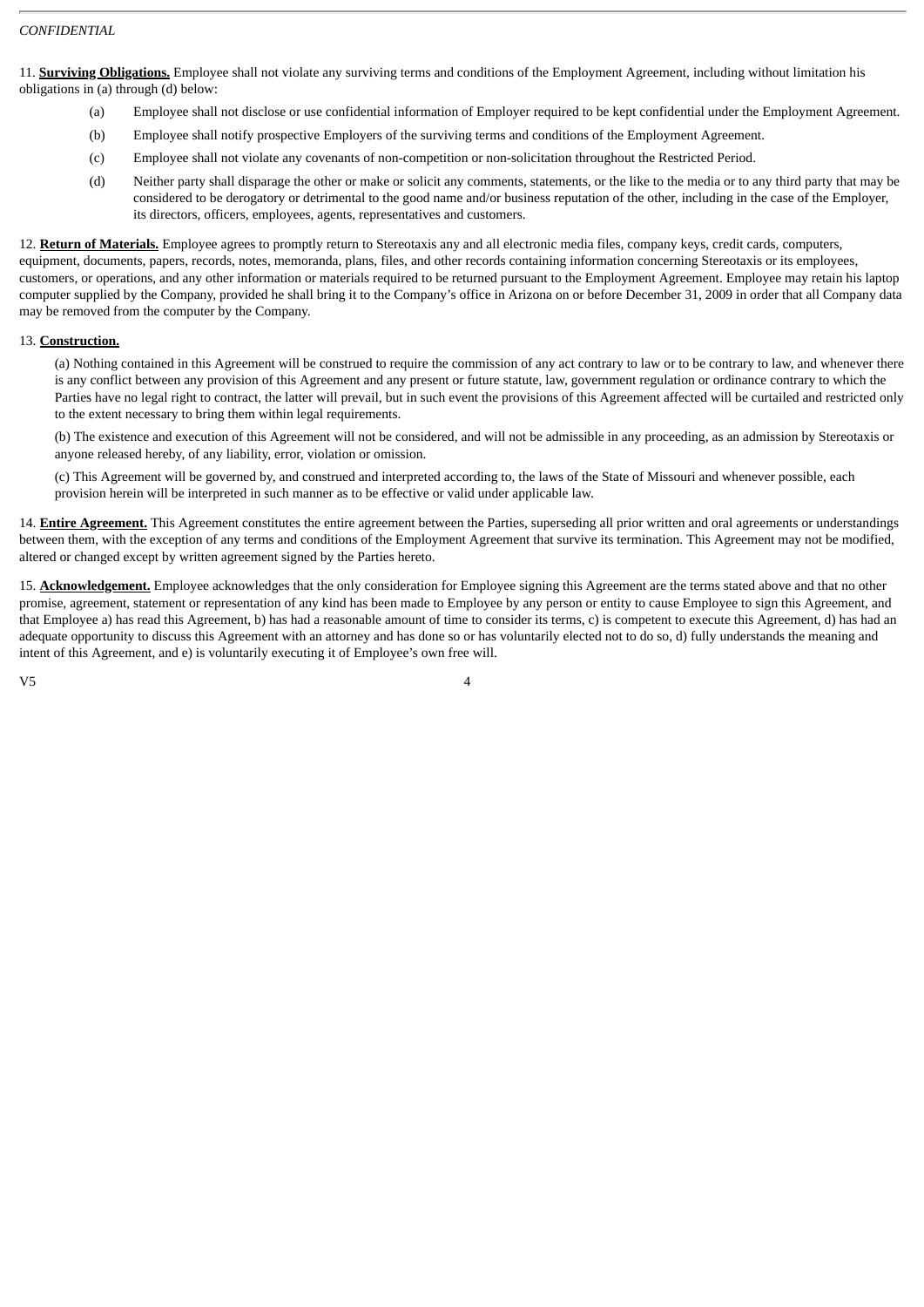11. **Surviving Obligations.** Employee shall not violate any surviving terms and conditions of the Employment Agreement, including without limitation his obligations in (a) through (d) below:

(a) Employee shall not disclose or use confidential information of Employer required to be kept confidential under the Employment Agreement.

(b) Employee shall notify prospective Employers of the surviving terms and conditions of the Employment Agreement.

(c) Employee shall not violate any covenants of non-competition or non-solicitation throughout the Restricted Period.

(d) Neither party shall disparage the other or make or solicit any comments, statements, or the like to the media or to any third party that may be considered to be derogatory or detrimental to the good name and/or business reputation of the other, including in the case of the Employer, its directors, officers, employees, agents, representatives and customers.

12. **Return of Materials.** Employee agrees to promptly return to Stereotaxis any and all electronic media files, company keys, credit cards, computers, equipment, documents, papers, records, notes, memoranda, plans, files, and other records containing information concerning Stereotaxis or its employees, customers, or operations, and any other information or materials required to be returned pursuant to the Employment Agreement. Employee may retain his laptop computer supplied by the Company, provided he shall bring it to the Company's office in Arizona on or before December 31, 2009 in order that all Company data may be removed from the computer by the Company.

13. **Construction.**

(a) Nothing contained in this Agreement will be construed to require the commission of any act contrary to law or to be contrary to law, and whenever there is any conflict between any provision of this Agreement and any present or future statute, law, government regulation or ordinance contrary to which the Parties have no legal right to contract, the latter will prevail, but in such event the provisions of this Agreement affected will be curtailed and restricted only to the extent necessary to bring them within legal requirements.

(b) The existence and execution of this Agreement will not be considered, and will not be admissible in any proceeding, as an admission by Stereotaxis or anyone released hereby, of any liability, error, violation or omission.

(c) This Agreement will be governed by, and construed and interpreted according to, the laws of the State of Missouri and whenever possible, each provision herein will be interpreted in such manner as to be effective or valid under applicable law.

14. **Entire Agreement.** This Agreement constitutes the entire agreement between the Parties, superseding all prior written and oral agreements or understandings between them, with the exception of any terms and conditions of the Employment Agreement that survive its termination. This Agreement may not be modified, altered or changed except by written agreement signed by the Parties hereto.

15. **Acknowledgement.** Employee acknowledges that the only consideration for Employee signing this Agreement are the terms stated above and that no other promise, agreement, statement or representation of any kind has been made to Employee by any person or entity to cause Employee to sign this Agreement, and that Employee a) has read this Agreement, b) has had a reasonable amount of time to consider its terms, c) is competent to execute this Agreement, d) has had an adequate opportunity to discuss this Agreement with an attorney and has done so or has voluntarily elected not to do so, d) fully understands the meaning and intent of this Agreement, and e) is voluntarily executing it of Employee's own free will.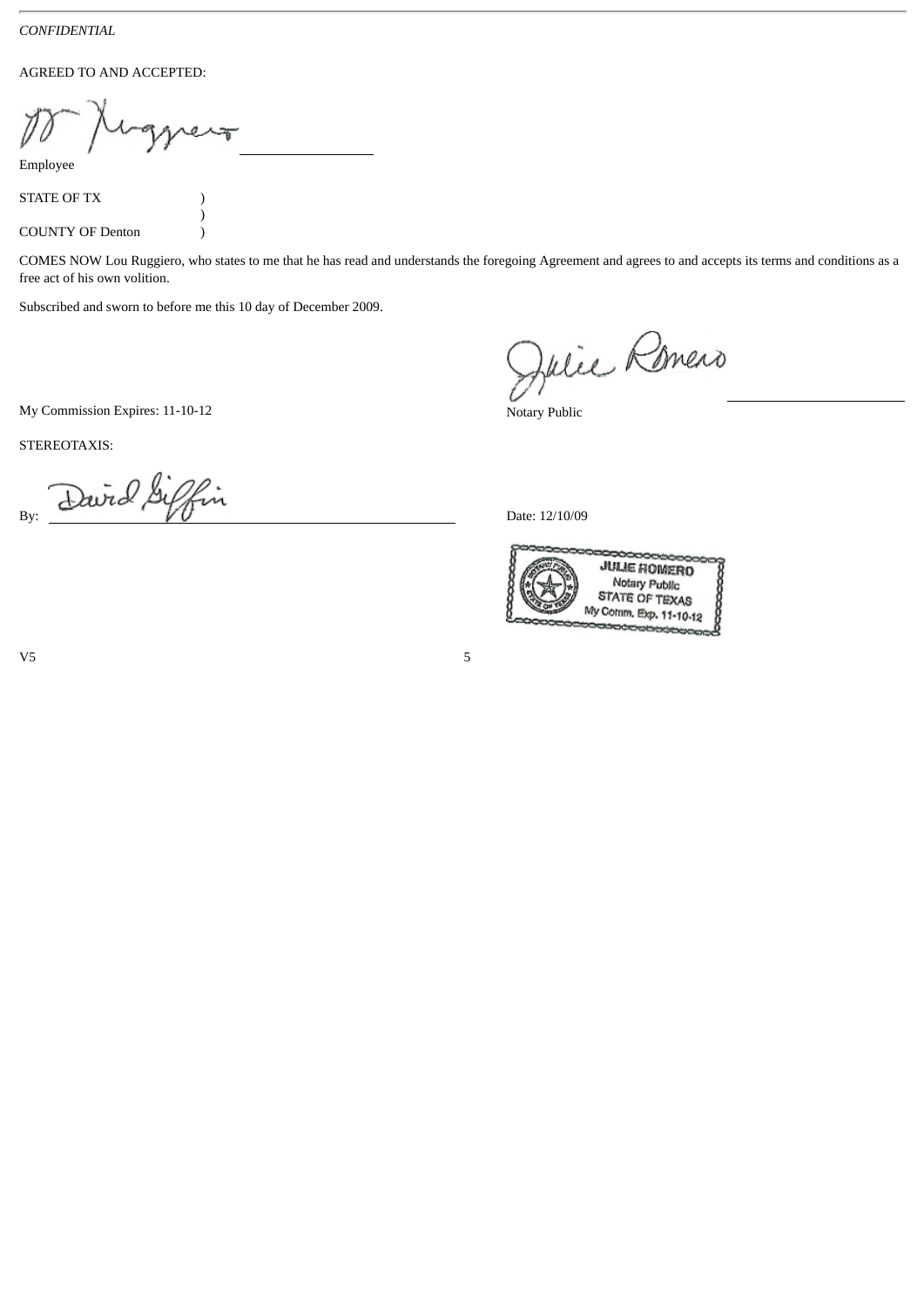*CONFIDENTIAL*

AGREED TO AND ACCEPTED:

\_\_\_\_\_\_\_\_\_\_\_\_\_\_\_\_
Employee

STATE OF TX )
)
COUNTY OF Denton )

COMES NOW Lou Ruggiero, who states to me that he has read and understands the foregoing Agreement and agrees to and accepts its terms and conditions as a free act of his own volition.

Subscribed and sworn to before me this 10 day of December 2009.

\_\_\_\_\_\_\_\_\_\_\_\_\_\_\_\_
Notary Public

My Commission Expires: 11-10-12

STEREOTAXIS:

By: \_\_\_\_\_\_\_\_\_\_\_\_\_\_\_\_

Date: 12/10/09

JULIE ROMERO
Notary Public
STATE OF TEXAS
My Comm. Exp. 11-10-12

V5